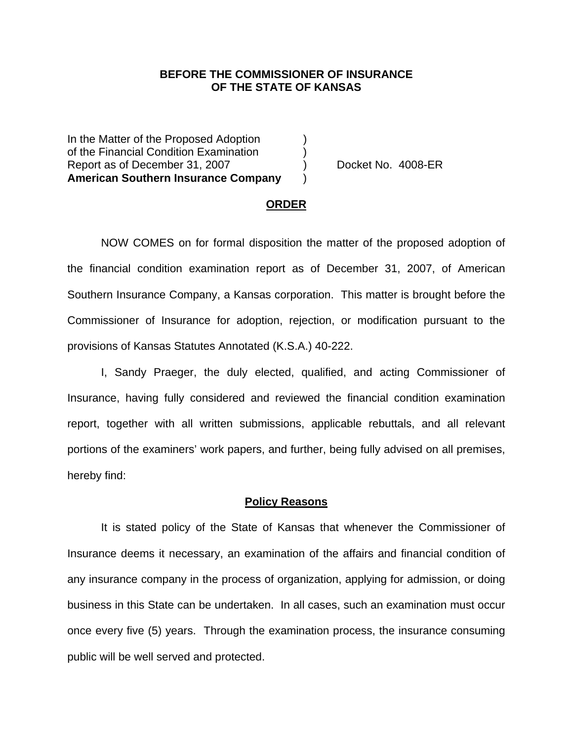**BEFORE THE COMMISSIONER OF INSURANCE**
**OF THE STATE OF KANSAS**

In the Matter of the Proposed Adoption )
of the Financial Condition Examination )
Report as of December 31, 2007 ) Docket No. 4008-ER
**American Southern Insurance Company** )

## ORDER

NOW COMES on for formal disposition the matter of the proposed adoption of the financial condition examination report as of December 31, 2007, of American Southern Insurance Company, a Kansas corporation. This matter is brought before the Commissioner of Insurance for adoption, rejection, or modification pursuant to the provisions of Kansas Statutes Annotated (K.S.A.) 40-222.

I, Sandy Praeger, the duly elected, qualified, and acting Commissioner of Insurance, having fully considered and reviewed the financial condition examination report, together with all written submissions, applicable rebuttals, and all relevant portions of the examiners' work papers, and further, being fully advised on all premises, hereby find:

## Policy Reasons

It is stated policy of the State of Kansas that whenever the Commissioner of Insurance deems it necessary, an examination of the affairs and financial condition of any insurance company in the process of organization, applying for admission, or doing business in this State can be undertaken. In all cases, such an examination must occur once every five (5) years. Through the examination process, the insurance consuming public will be well served and protected.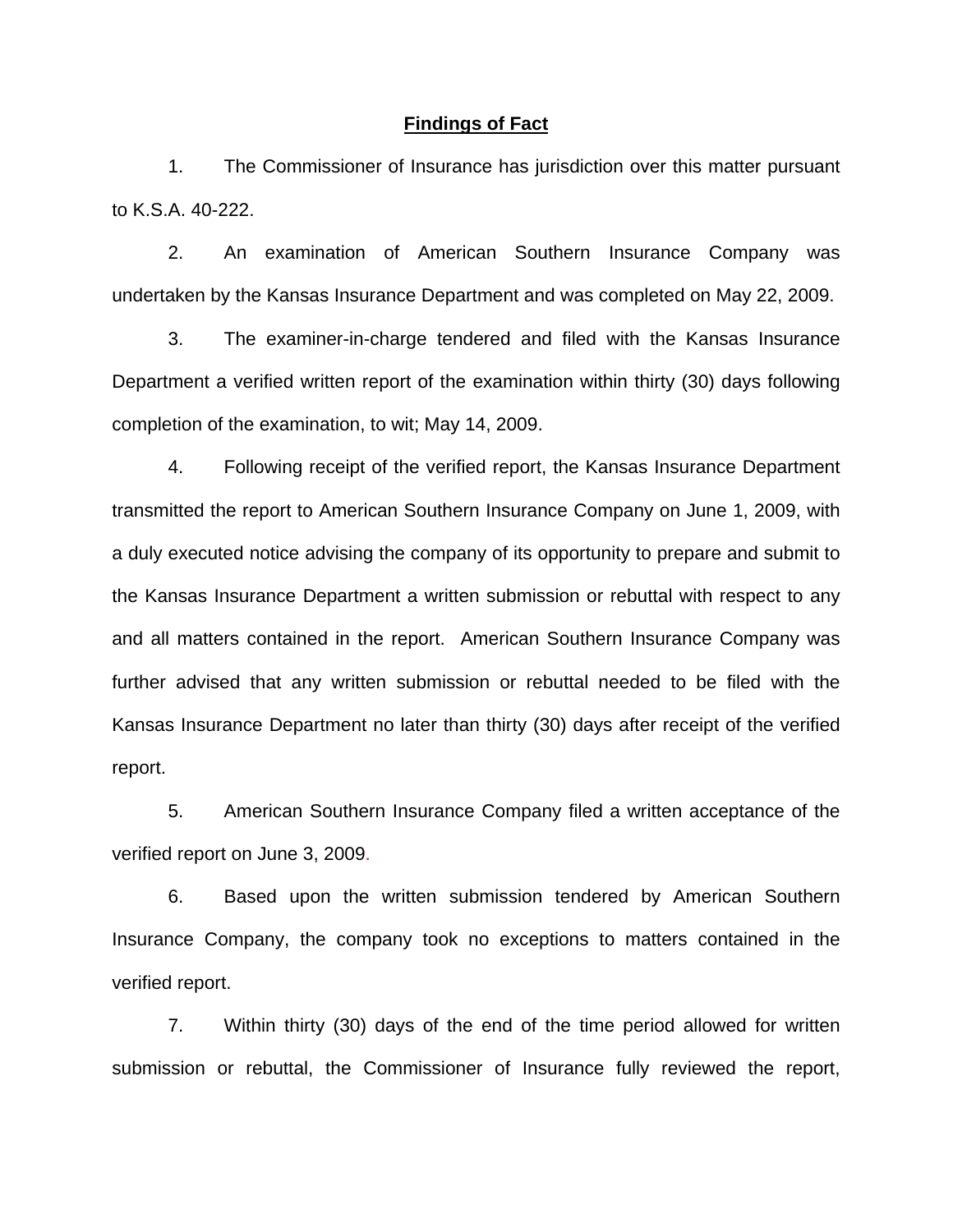**Findings of Fact**

1. The Commissioner of Insurance has jurisdiction over this matter pursuant to K.S.A. 40-222.

2. An examination of American Southern Insurance Company was undertaken by the Kansas Insurance Department and was completed on May 22, 2009.

3. The examiner-in-charge tendered and filed with the Kansas Insurance Department a verified written report of the examination within thirty (30) days following completion of the examination, to wit; May 14, 2009.

4. Following receipt of the verified report, the Kansas Insurance Department transmitted the report to American Southern Insurance Company on June 1, 2009, with a duly executed notice advising the company of its opportunity to prepare and submit to the Kansas Insurance Department a written submission or rebuttal with respect to any and all matters contained in the report. American Southern Insurance Company was further advised that any written submission or rebuttal needed to be filed with the Kansas Insurance Department no later than thirty (30) days after receipt of the verified report.

5. American Southern Insurance Company filed a written acceptance of the verified report on June 3, 2009.

6. Based upon the written submission tendered by American Southern Insurance Company, the company took no exceptions to matters contained in the verified report.

7. Within thirty (30) days of the end of the time period allowed for written submission or rebuttal, the Commissioner of Insurance fully reviewed the report,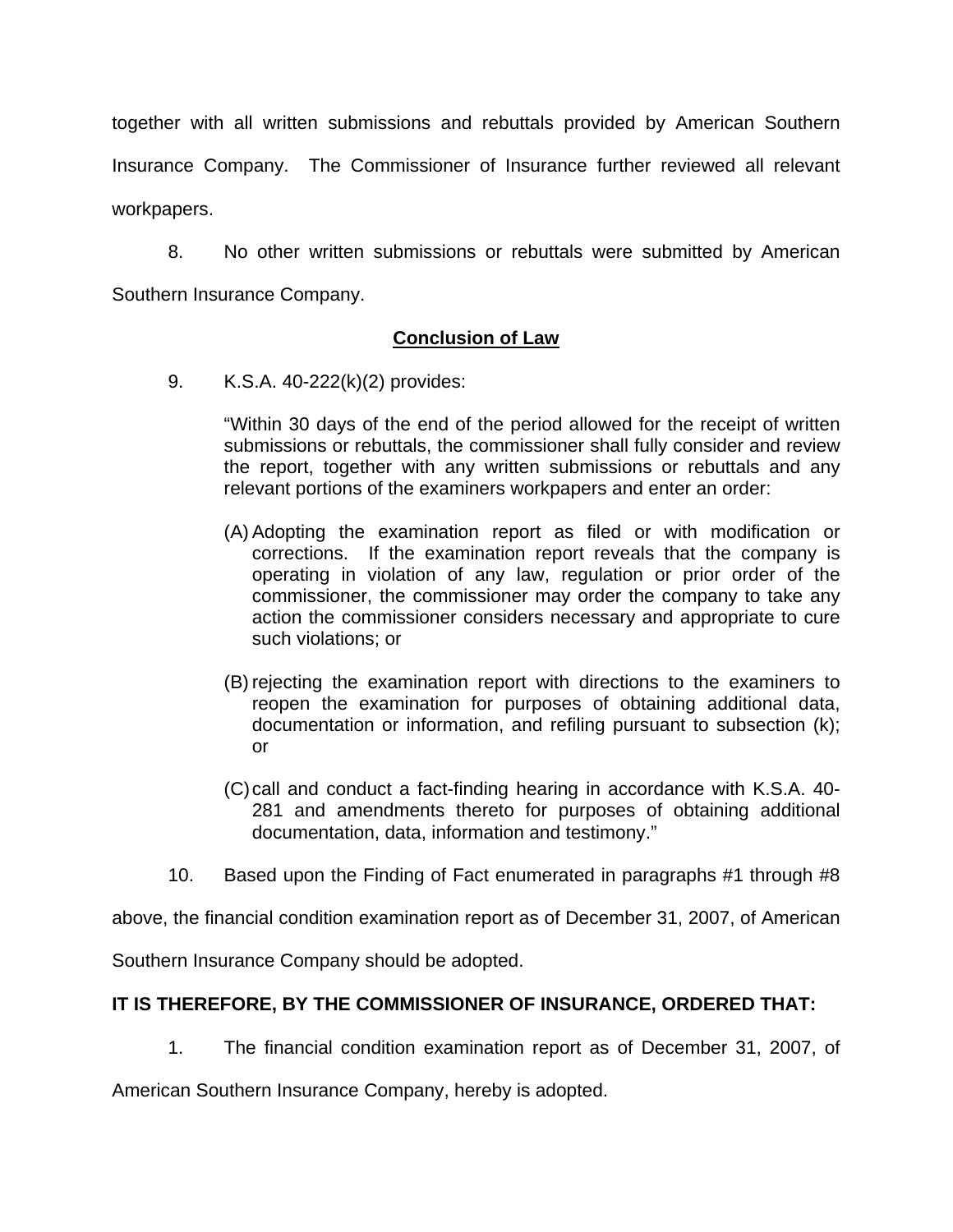together with all written submissions and rebuttals provided by American Southern Insurance Company. The Commissioner of Insurance further reviewed all relevant workpapers.

8. No other written submissions or rebuttals were submitted by American Southern Insurance Company.

## Conclusion of Law

9. K.S.A. 40-222(k)(2) provides:

> "Within 30 days of the end of the period allowed for the receipt of written submissions or rebuttals, the commissioner shall fully consider and review the report, together with any written submissions or rebuttals and any relevant portions of the examiners workpapers and enter an order:
>
> (A) Adopting the examination report as filed or with modification or corrections. If the examination report reveals that the company is operating in violation of any law, regulation or prior order of the commissioner, the commissioner may order the company to take any action the commissioner considers necessary and appropriate to cure such violations; or
>
> (B) rejecting the examination report with directions to the examiners to reopen the examination for purposes of obtaining additional data, documentation or information, and refiling pursuant to subsection (k); or
>
> (C) call and conduct a fact-finding hearing in accordance with K.S.A. 40-281 and amendments thereto for purposes of obtaining additional documentation, data, information and testimony."

10. Based upon the Finding of Fact enumerated in paragraphs #1 through #8 above, the financial condition examination report as of December 31, 2007, of American Southern Insurance Company should be adopted.

**IT IS THEREFORE, BY THE COMMISSIONER OF INSURANCE, ORDERED THAT:**

1. The financial condition examination report as of December 31, 2007, of American Southern Insurance Company, hereby is adopted.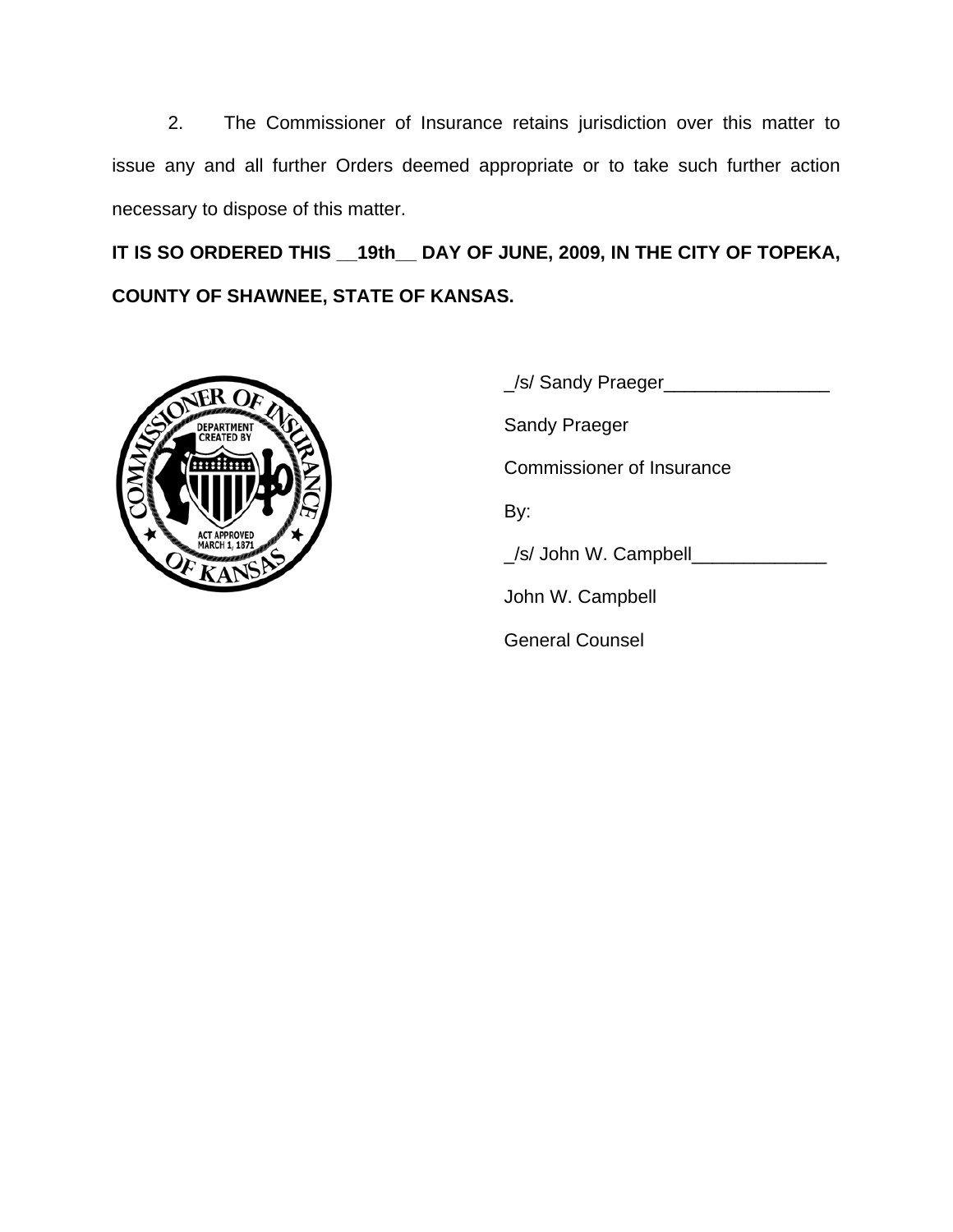2. The Commissioner of Insurance retains jurisdiction over this matter to issue any and all further Orders deemed appropriate or to take such further action necessary to dispose of this matter.

**IT IS SO ORDERED THIS __19th__ DAY OF JUNE, 2009, IN THE CITY OF TOPEKA, COUNTY OF SHAWNEE, STATE OF KANSAS.**

_/s/ Sandy Praeger________________

Sandy Praeger

Commissioner of Insurance

By:

_/s/ John W. Campbell_____________

John W. Campbell

General Counsel